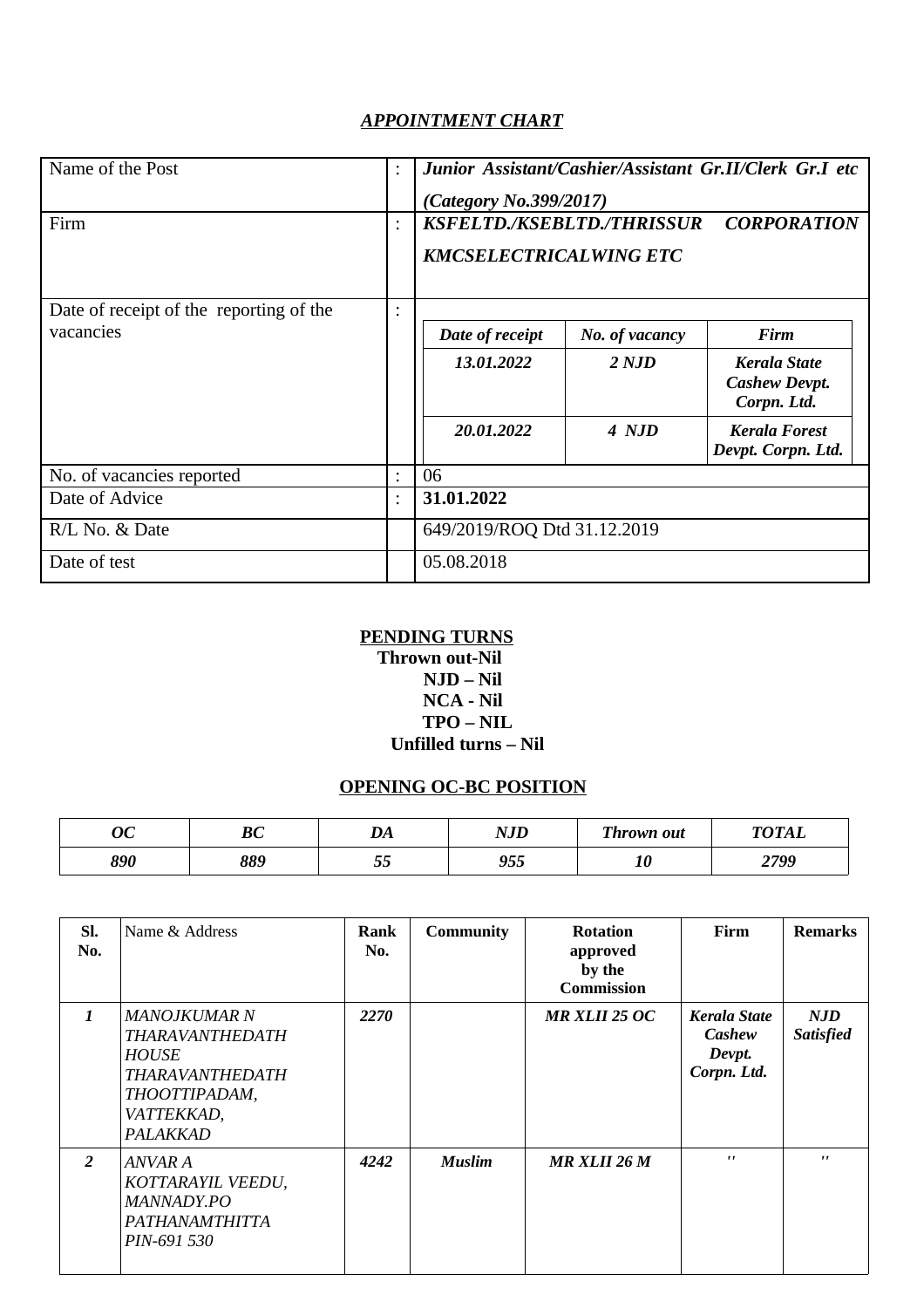## *APPOINTMENT CHART*

| | | |
|---|---|---|
| Name of the Post | : | ***Junior Assistant/Cashier/Assistant Gr.II/Clerk Gr.I etc (Category No.399/2017)*** |
| Firm | : | ***KSFELTD./KSEBLTD./THRISSUR CORPORATION KMCSELECTRICALWING ETC*** |
| Date of receipt of the reporting of the vacancies | : | See table below |
| No. of vacancies reported | : | 06 |
| Date of Advice | : | **31.01.2022** |
| R/L No. & Date | | 649/2019/ROQ Dtd 31.12.2019 |
| Date of test | | 05.08.2018 |

| *Date of receipt* | *No. of vacancy* | *Firm* |
|---|---|---|
| *13.01.2022* | *2 NJD* | *Kerala State Cashew Devpt. Corpn. Ltd.* |
| *20.01.2022* | *4 NJD* | *Kerala Forest Devpt. Corpn. Ltd.* |

**PENDING TURNS**

**Thrown out-Nil**
**NJD – Nil**
**NCA - Nil**
**TPO – NIL**
**Unfilled turns – Nil**

**OPENING OC-BC POSITION**

| *OC* | *BC* | *DA* | *NJD* | *Thrown out* | *TOTAL* |
|---|---|---|---|---|---|
| *890* | *889* | *55* | *955* | *10* | *2799* |

| Sl. No. | Name & Address | Rank No. | Community | Rotation approved by the Commission | Firm | Remarks |
|---|---|---|---|---|---|---|
| *1* | *MANOJKUMAR N THARAVANTHEDATH HOUSE THARAVANTHEDATH THOOTTIPADAM, VATTEKKAD, PALAKKAD* | *2270* | | *MR XLII 25 OC* | *Kerala State Cashew Devpt. Corpn. Ltd.* | *NJD Satisfied* |
| *2* | *ANVAR A KOTTARAYIL VEEDU, MANNADY.PO PATHANAMTHITTA PIN-691 530* | *4242* | *Muslim* | *MR XLII 26 M* | *"* | *"* |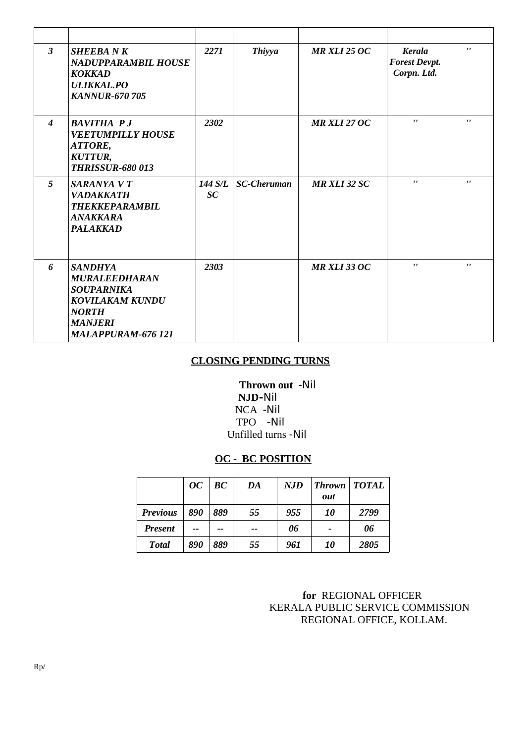| | | | | | | |
|---|---|---|---|---|---|---|
| | | | | | | |
| *3* | ***SHEEBA N K NADUPPARAMBIL HOUSE KOKKAD ULIKKAL.PO KANNUR-670 705*** | *2271* | *Thiyya* | *MR XLI 25 OC* | *Kerala Forest Devpt. Corpn. Ltd.* | *''* |
| *4* | ***BAVITHA P J VEETUMPILLY HOUSE ATTORE, KUTTUR, THRISSUR-680 013*** | *2302* | | *MR XLI 27 OC* | *''* | *''* |
| *5* | ***SARANYA V T VADAKKATH THEKKEPARAMBIL ANAKKARA PALAKKAD*** | *144 S/L SC* | *SC-Cheruman* | *MR XLI 32 SC* | *''* | *''* |
| *6* | ***SANDHYA MURALEEDHARAN SOUPARNIKA KOVILAKAM KUNDU NORTH MANJERI MALAPPURAM-676 121*** | *2303* | | *MR XLI 33 OC* | *''* | *''* |

## CLOSING PENDING TURNS

**Thrown out** -Nil
**NJD**-Nil
NCA -Nil
TPO -Nil
Unfilled turns -Nil

## OC - BC POSITION

| | *OC* | *BC* | *DA* | *NJD* | *Thrown out* | *TOTAL* |
|---|---|---|---|---|---|---|
| *Previous* | *890* | *889* | *55* | *955* | *10* | *2799* |
| *Present* | *--* | *--* | *--* | *06* | *-* | *06* |
| *Total* | *890* | *889* | *55* | *961* | *10* | *2805* |

**for** REGIONAL OFFICER
KERALA PUBLIC SERVICE COMMISSION
REGIONAL OFFICE, KOLLAM.

Rp/